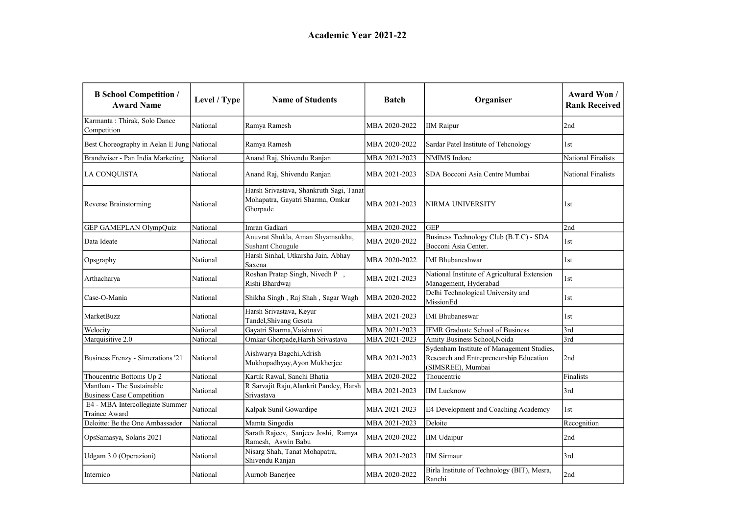# Academic Year 2021-22

| B School Competition / Award Name | Level / Type | Name of Students | Batch | Organiser | Award Won / Rank Received |
|---|---|---|---|---|---|
| Karmanta : Thirak, Solo Dance Competition | National | Ramya Ramesh | MBA 2020-2022 | IIM Raipur | 2nd |
| Best Choreography in Aelan E Jung | National | Ramya Ramesh | MBA 2020-2022 | Sardar Patel Institute of Tehcnology | 1st |
| Brandwiser - Pan India Marketing | National | Anand Raj, Shivendu Ranjan | MBA 2021-2023 | NMIMS Indore | National Finalists |
| LA CONQUISTA | National | Anand Raj, Shivendu Ranjan | MBA 2021-2023 | SDA Bocconi Asia Centre Mumbai | National Finalists |
| Reverse Brainstorming | National | Harsh Srivastava, Shankruth Sagi, Tanat Mohapatra, Gayatri Sharma, Omkar Ghorpade | MBA 2021-2023 | NIRMA UNIVERSITY | 1st |
| GEP GAMEPLAN OlympQuiz | National | Imran Gadkari | MBA 2020-2022 | GEP | 2nd |
| Data Ideate | National | Anuvrat Shukla, Aman Shyamsukha, Sushant Chougule | MBA 2020-2022 | Business Technology Club (B.T.C) - SDA Bocconi Asia Center. | 1st |
| Opsgraphy | National | Harsh Sinhal, Utkarsha Jain, Abhay Saxena | MBA 2020-2022 | IMI Bhubaneshwar | 1st |
| Arthacharya | National | Roshan Pratap Singh, Nivedh P , Rishi Bhardwaj | MBA 2021-2023 | National Institute of Agricultural Extension Management, Hyderabad | 1st |
| Case-O-Mania | National | Shikha Singh , Raj Shah , Sagar Wagh | MBA 2020-2022 | Delhi Technological University and MissionEd | 1st |
| MarketBuzz | National | Harsh Srivastava, Keyur Tandel,Shivang Gesota | MBA 2021-2023 | IMI Bhubaneswar | 1st |
| Welocity | National | Gayatri Sharma,Vaishnavi | MBA 2021-2023 | IFMR Graduate School of Business | 3rd |
| Marquisitive 2.0 | National | Omkar Ghorpade,Harsh Srivastava | MBA 2021-2023 | Amity Business School,Noida | 3rd |
| Business Frenzy - Simerations '21 | National | Aishwarya Bagchi,Adrish Mukhopadhyay,Ayon Mukherjee | MBA 2021-2023 | Sydenham Institute of Management Studies, Research and Entrepreneurship Education (SIMSREE), Mumbai | 2nd |
| Thoucentric Bottoms Up 2 | National | Kartik Rawal, Sanchi Bhatia | MBA 2020-2022 | Thoucentric | Finalists |
| Manthan - The Sustainable Business Case Competition | National | R Sarvajit Raju,Alankrit Pandey, Harsh Srivastava | MBA 2021-2023 | IIM Lucknow | 3rd |
| E4 - MBA Intercollegiate Summer Trainee Award | National | Kalpak Sunil Gowardipe | MBA 2021-2023 | E4 Development and Coaching Academcy | 1st |
| Deloitte: Be the One Ambassador | National | Mamta Singodia | MBA 2021-2023 | Deloite | Recognition |
| OpsSamasya, Solaris 2021 | National | Sarath Rajeev, Sanjeev Joshi, Ramya Ramesh, Aswin Babu | MBA 2020-2022 | IIM Udaipur | 2nd |
| Udgam 3.0 (Operazioni) | National | Nisarg Shah, Tanat Mohapatra, Shivendu Ranjan | MBA 2021-2023 | IIM Sirmaur | 3rd |
| Internico | National | Aurnob Banerjee | MBA 2020-2022 | Birla Institute of Technology (BIT), Mesra, Ranchi | 2nd |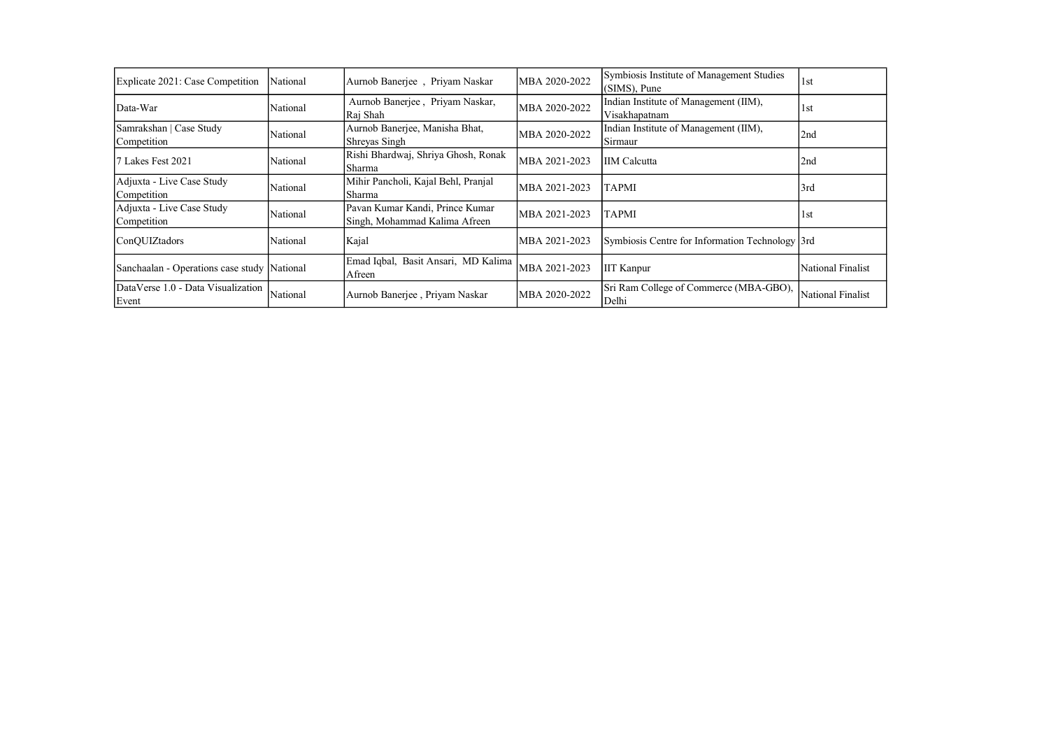| Explicate 2021: Case Competition | National | Aurnob Banerjee , Priyam Naskar | MBA 2020-2022 | Symbiosis Institute of Management Studies (SIMS), Pune | 1st |
|---|---|---|---|---|---|
| Data-War | National | Aurnob Banerjee , Priyam Naskar, Raj Shah | MBA 2020-2022 | Indian Institute of Management (IIM), Visakhapatnam | 1st |
| Samrakshan \| Case Study Competition | National | Aurnob Banerjee, Manisha Bhat, Shreyas Singh | MBA 2020-2022 | Indian Institute of Management (IIM), Sirmaur | 2nd |
| 7 Lakes Fest 2021 | National | Rishi Bhardwaj, Shriya Ghosh, Ronak Sharma | MBA 2021-2023 | IIM Calcutta | 2nd |
| Adjuxta - Live Case Study Competition | National | Mihir Pancholi, Kajal Behl, Pranjal Sharma | MBA 2021-2023 | TAPMI | 3rd |
| Adjuxta - Live Case Study Competition | National | Pavan Kumar Kandi, Prince Kumar Singh, Mohammad Kalima Afreen | MBA 2021-2023 | TAPMI | 1st |
| ConQUIZtadors | National | Kajal | MBA 2021-2023 | Symbiosis Centre for Information Technology | 3rd |
| Sanchaalan - Operations case study | National | Emad Iqbal, Basit Ansari, MD Kalima Afreen | MBA 2021-2023 | IIT Kanpur | National Finalist |
| DataVerse 1.0 - Data Visualization Event | National | Aurnob Banerjee , Priyam Naskar | MBA 2020-2022 | Sri Ram College of Commerce (MBA-GBO), Delhi | National Finalist |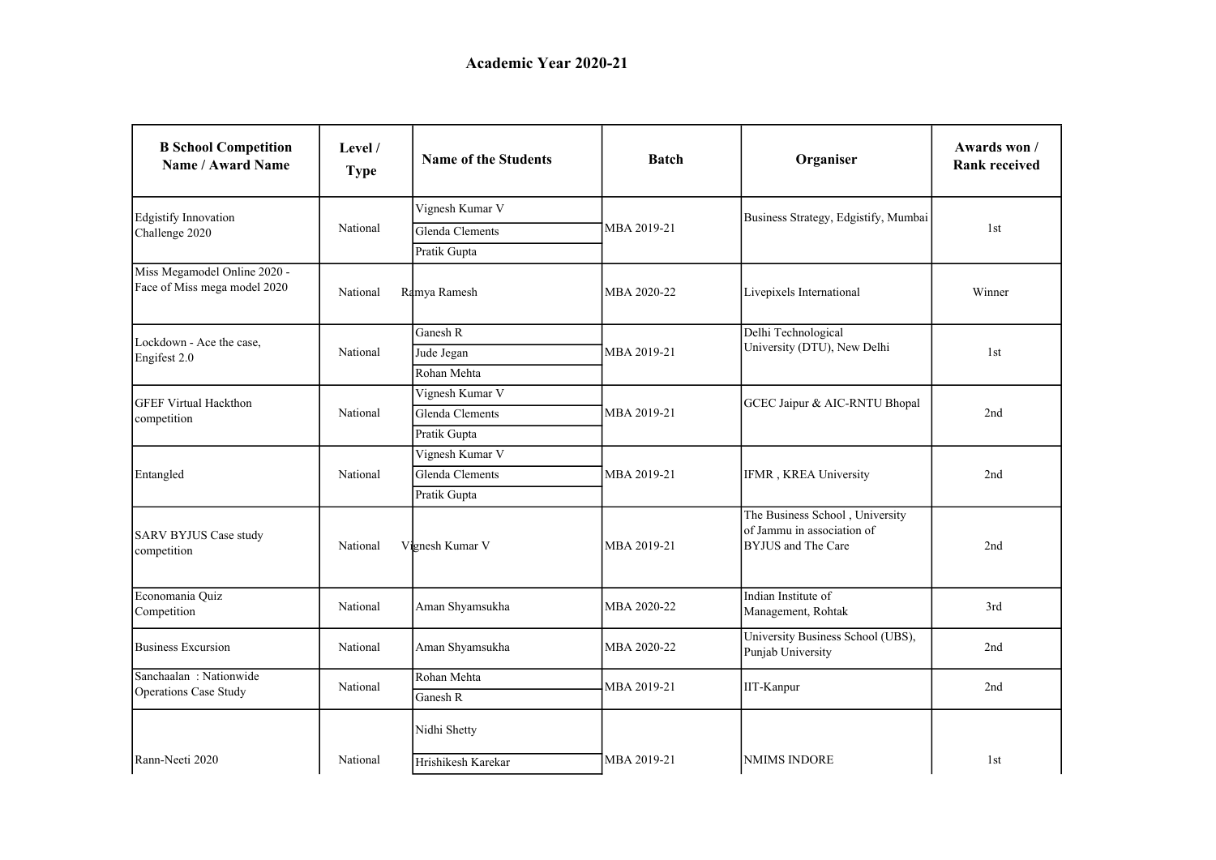## Academic Year 2020-21

| B School Competition Name / Award Name | Level / Type | Name of the Students | Batch | Organiser | Awards won / Rank received |
|---|---|---|---|---|---|
| Edgistify Innovation Challenge 2020 | National | Vignesh Kumar V<br>Glenda Clements<br>Pratik Gupta | MBA 2019-21 | Business Strategy, Edgistify, Mumbai | 1st |
| Miss Megamodel Online 2020 - Face of Miss mega model 2020 | National | Ramya Ramesh | MBA 2020-22 | Livepixels International | Winner |
| Lockdown - Ace the case, Engifest 2.0 | National | Ganesh R<br>Jude Jegan<br>Rohan Mehta | MBA 2019-21 | Delhi Technological University (DTU), New Delhi | 1st |
| GFEF Virtual Hackthon competition | National | Vignesh Kumar V<br>Glenda Clements<br>Pratik Gupta | MBA 2019-21 | GCEC Jaipur & AIC-RNTU Bhopal | 2nd |
| Entangled | National | Vignesh Kumar V<br>Glenda Clements<br>Pratik Gupta | MBA 2019-21 | IFMR , KREA University | 2nd |
| SARV BYJUS Case study competition | National | Vignesh Kumar V | MBA 2019-21 | The Business School , University of Jammu in association of BYJUS and The Care | 2nd |
| Economania Quiz Competition | National | Aman Shyamsukha | MBA 2020-22 | Indian Institute of Management, Rohtak | 3rd |
| Business Excursion | National | Aman Shyamsukha | MBA 2020-22 | University Business School (UBS), Punjab University | 2nd |
| Sanchaalan : Nationwide Operations Case Study | National | Rohan Mehta<br>Ganesh R | MBA 2019-21 | IIT-Kanpur | 2nd |
| Rann-Neeti 2020 | National | Nidhi Shetty<br>Hrishikesh Karekar | MBA 2019-21 | NMIMS INDORE | 1st |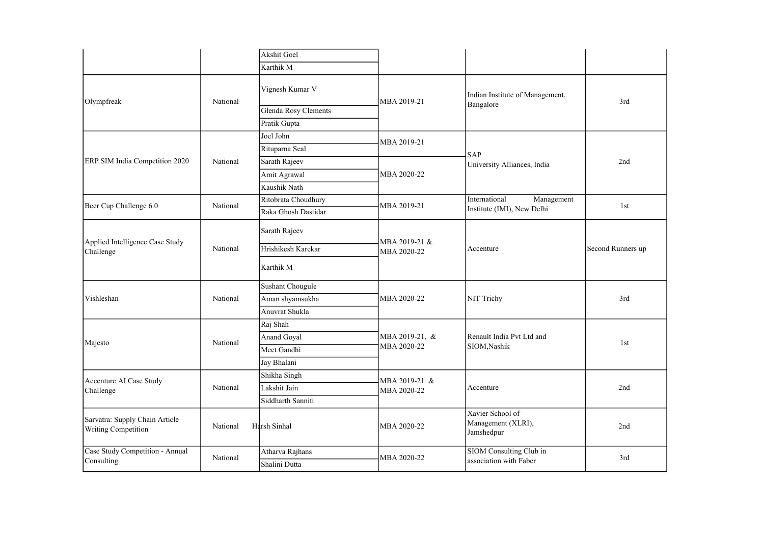| | | | | | |
|---|---|---|---|---|---|
| | | Akshit Goel | | | |
| | | Karthik M | | | |
| Olympfreak | National | Vignesh Kumar V | MBA 2019-21 | Indian Institute of Management, Bangalore | 3rd |
| | | Glenda Rosy Clements | | | |
| | | Pratik Gupta | | | |
| ERP SIM India Competition 2020 | National | Joel John | MBA 2019-21 | SAP University Alliances, India | 2nd |
| | | Rituparna Seal | | | |
| | | Sarath Rajeev | MBA 2020-22 | | |
| | | Amit Agrawal | | | |
| | | Kaushik Nath | | | |
| Beer Cup Challenge 6.0 | National | Ritobrata Choudhury | MBA 2019-21 | International Management Institute (IMI), New Delhi | 1st |
| | | Raka Ghosh Dastidar | | | |
| Applied Intelligence Case Study Challenge | National | Sarath Rajeev | MBA 2019-21 & MBA 2020-22 | Accenture | Second Runners up |
| | | Hrishikesh Karekar | | | |
| | | Karthik M | | | |
| Vishleshan | National | Sushant Chougule | MBA 2020-22 | NIT Trichy | 3rd |
| | | Aman shyamsukha | | | |
| | | Anuvrat Shukla | | | |
| Majesto | National | Raj Shah | MBA 2019-21, & MBA 2020-22 | Renault India Pvt Ltd and SIOM,Nashik | 1st |
| | | Anand Goyal | | | |
| | | Meet Gandhi | | | |
| | | Jay Bhalani | | | |
| Accenture AI Case Study Challenge | National | Shikha Singh | MBA 2019-21 & MBA 2020-22 | Accenture | 2nd |
| | | Lakshit Jain | | | |
| | | Siddharth Sanniti | | | |
| Sarvatra: Supply Chain Article Writing Competition | National | Harsh Sinhal | MBA 2020-22 | Xavier School of Management (XLRI), Jamshedpur | 2nd |
| Case Study Competition - Annual Consulting | National | Atharva Rajhans | MBA 2020-22 | SIOM Consulting Club in association with Faber | 3rd |
| | | Shalini Dutta | | | |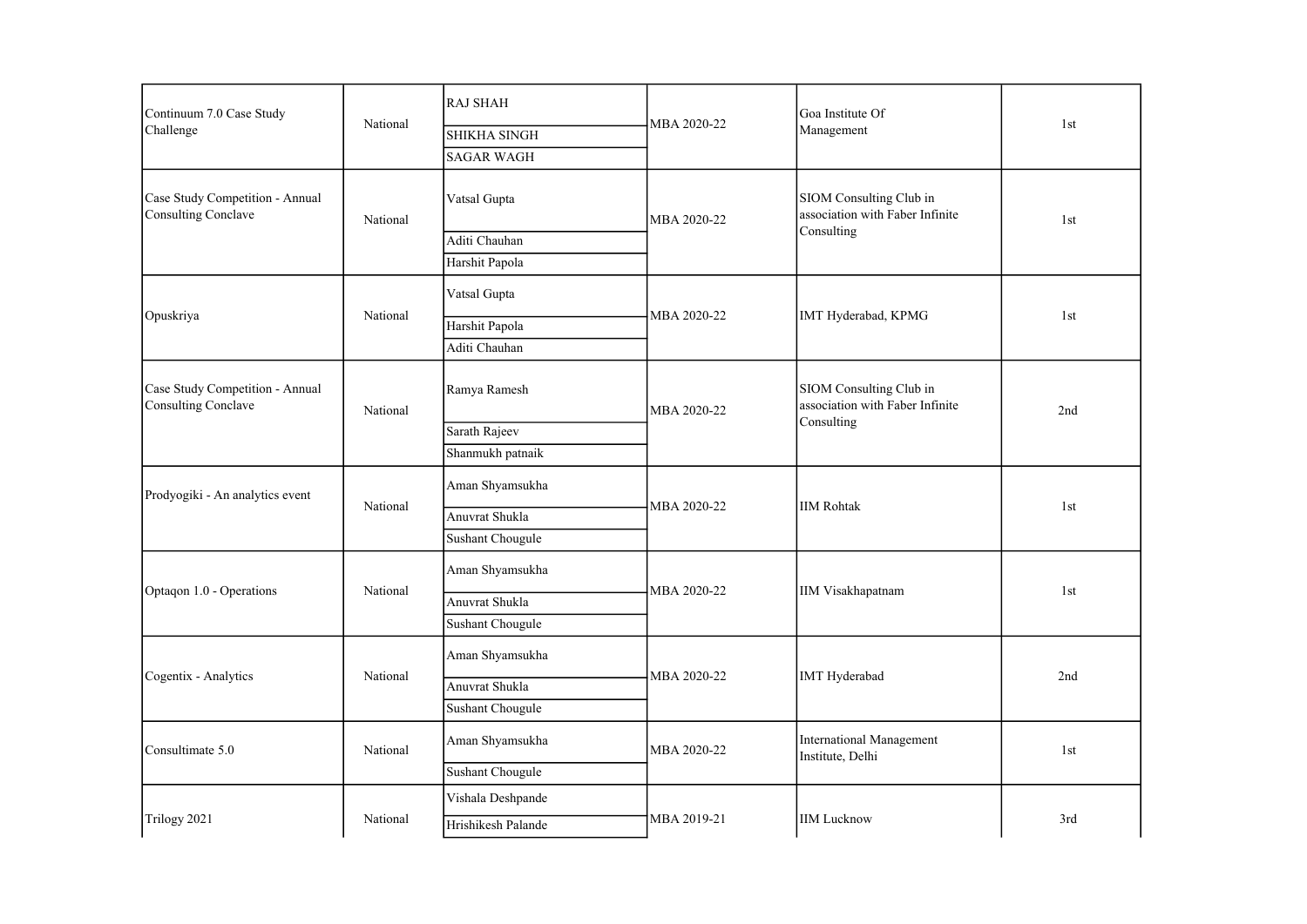| | | | | | |
|---|---|---|---|---|---|
| Continuum 7.0 Case Study Challenge | National | RAJ SHAH<br>SHIKHA SINGH<br>SAGAR WAGH | MBA 2020-22 | Goa Institute Of Management | 1st |
| Case Study Competition - Annual Consulting Conclave | National | Vatsal Gupta<br>Aditi Chauhan<br>Harshit Papola | MBA 2020-22 | SIOM Consulting Club in association with Faber Infinite Consulting | 1st |
| Opuskriya | National | Vatsal Gupta<br>Harshit Papola<br>Aditi Chauhan | MBA 2020-22 | IMT Hyderabad, KPMG | 1st |
| Case Study Competition - Annual Consulting Conclave | National | Ramya Ramesh<br>Sarath Rajeev<br>Shanmukh patnaik | MBA 2020-22 | SIOM Consulting Club in association with Faber Infinite Consulting | 2nd |
| Prodyogiki - An analytics event | National | Aman Shyamsukha<br>Anuvrat Shukla<br>Sushant Chougule | MBA 2020-22 | IIM Rohtak | 1st |
| Optaqon 1.0 - Operations | National | Aman Shyamsukha<br>Anuvrat Shukla<br>Sushant Chougule | MBA 2020-22 | IIM Visakhapatnam | 1st |
| Cogentix - Analytics | National | Aman Shyamsukha<br>Anuvrat Shukla<br>Sushant Chougule | MBA 2020-22 | IMT Hyderabad | 2nd |
| Consultimate 5.0 | National | Aman Shyamsukha<br>Sushant Chougule | MBA 2020-22 | International Management Institute, Delhi | 1st |
| Trilogy 2021 | National | Vishala Deshpande<br>Hrishikesh Palande | MBA 2019-21 | IIM Lucknow | 3rd |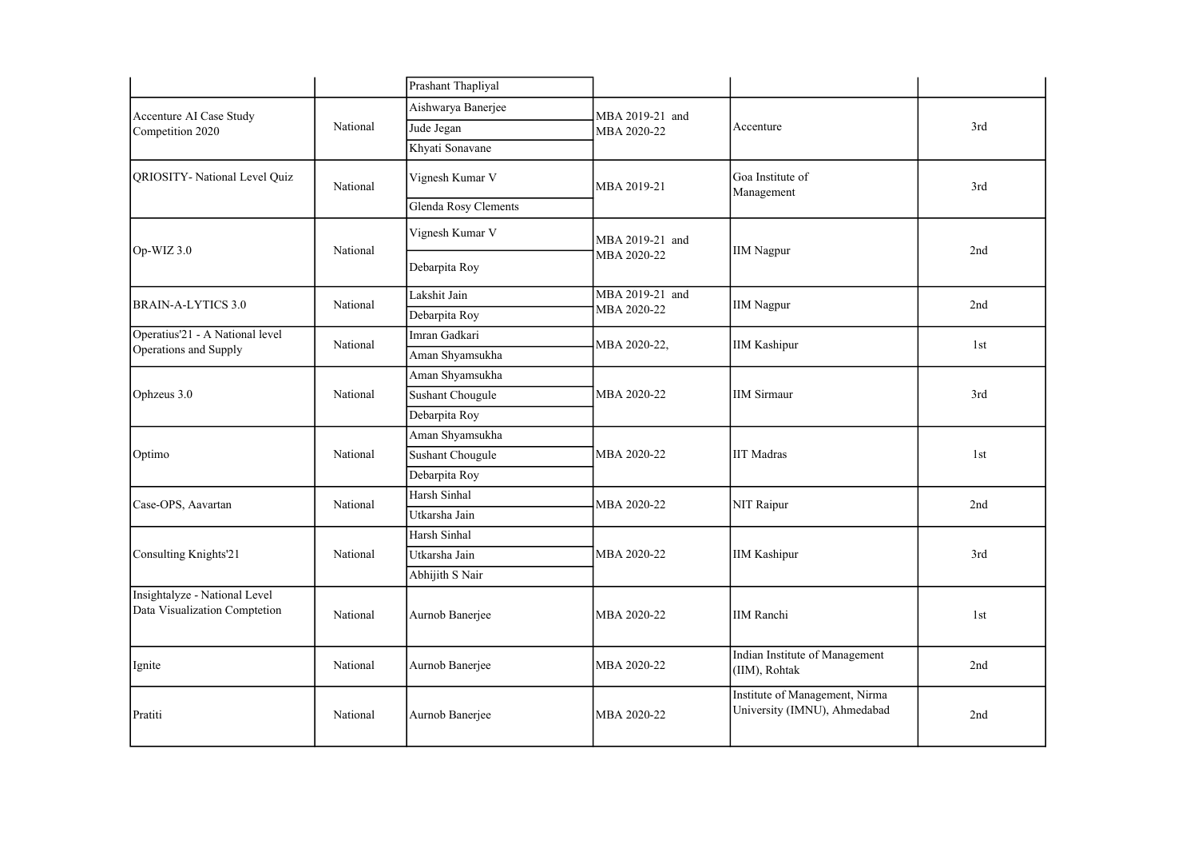| | | | | | |
|---|---|---|---|---|---|
| | | Prashant Thapliyal | | | |
| Accenture AI Case Study Competition 2020 | National | Aishwarya Banerjee | MBA 2019-21 and MBA 2020-22 | Accenture | 3rd |
| | | Jude Jegan | | | |
| | | Khyati Sonavane | | | |
| QRIOSITY- National Level Quiz | National | Vignesh Kumar V | MBA 2019-21 | Goa Institute of Management | 3rd |
| | | Glenda Rosy Clements | | | |
| Op-WIZ 3.0 | National | Vignesh Kumar V | MBA 2019-21 and MBA 2020-22 | IIM Nagpur | 2nd |
| | | Debarpita Roy | | | |
| BRAIN-A-LYTICS 3.0 | National | Lakshit Jain | MBA 2019-21 and MBA 2020-22 | IIM Nagpur | 2nd |
| | | Debarpita Roy | | | |
| Operatius'21 - A National level Operations and Supply | National | Imran Gadkari | MBA 2020-22, | IIM Kashipur | 1st |
| | | Aman Shyamsukha | | | |
| Ophzeus 3.0 | National | Aman Shyamsukha | MBA 2020-22 | IIM Sirmaur | 3rd |
| | | Sushant Chougule | | | |
| | | Debarpita Roy | | | |
| Optimo | National | Aman Shyamsukha | MBA 2020-22 | IIT Madras | 1st |
| | | Sushant Chougule | | | |
| | | Debarpita Roy | | | |
| Case-OPS, Aavartan | National | Harsh Sinhal | MBA 2020-22 | NIT Raipur | 2nd |
| | | Utkarsha Jain | | | |
| Consulting Knights'21 | National | Harsh Sinhal | MBA 2020-22 | IIM Kashipur | 3rd |
| | | Utkarsha Jain | | | |
| | | Abhijith S Nair | | | |
| Insightalyze - National Level Data Visualization Comptetion | National | Aurnob Banerjee | MBA 2020-22 | IIM Ranchi | 1st |
| Ignite | National | Aurnob Banerjee | MBA 2020-22 | Indian Institute of Management (IIM), Rohtak | 2nd |
| Pratiti | National | Aurnob Banerjee | MBA 2020-22 | Institute of Management, Nirma University (IMNU), Ahmedabad | 2nd |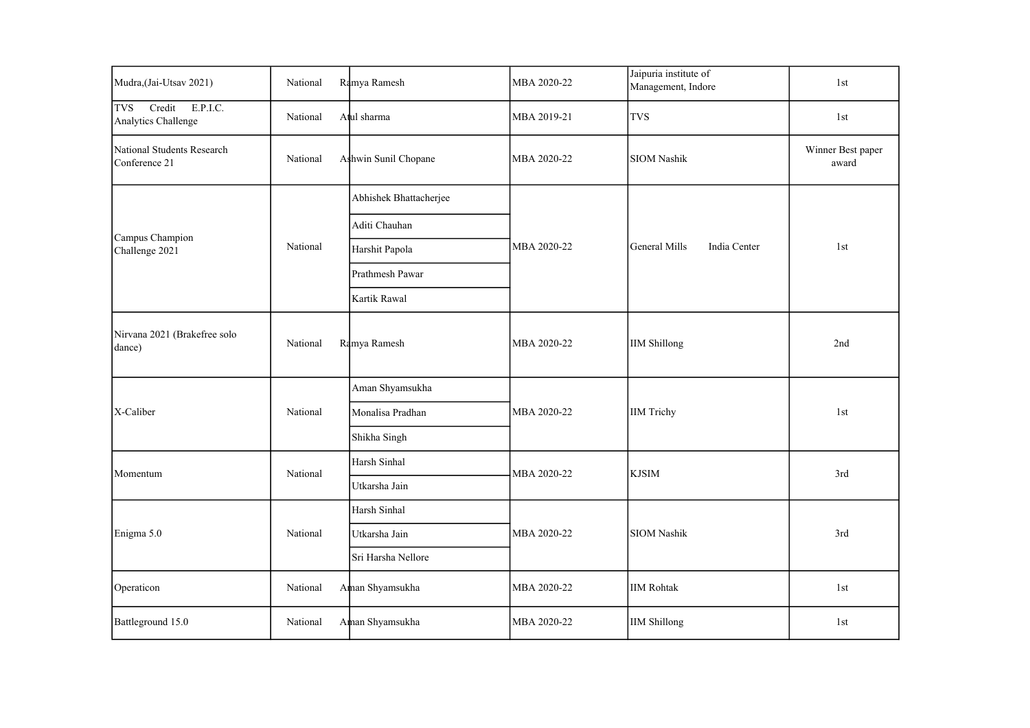| | | | | | |
|---|---|---|---|---|---|
| Mudra,(Jai-Utsav 2021) | National | Ramya Ramesh | MBA 2020-22 | Jaipuria institute of Management, Indore | 1st |
| TVS Credit E.P.I.C. Analytics Challenge | National | Atul sharma | MBA 2019-21 | TVS | 1st |
| National Students Research Conference 21 | National | Ashwin Sunil Chopane | MBA 2020-22 | SIOM Nashik | Winner Best paper award |
| Campus Champion Challenge 2021 | National | Abhishek Bhattacherjee | MBA 2020-22 | General Mills India Center | 1st |
| | | Aditi Chauhan | | | |
| | | Harshit Papola | | | |
| | | Prathmesh Pawar | | | |
| | | Kartik Rawal | | | |
| Nirvana 2021 (Brakefree solo dance) | National | Ramya Ramesh | MBA 2020-22 | IIM Shillong | 2nd |
| X-Caliber | National | Aman Shyamsukha | MBA 2020-22 | IIM Trichy | 1st |
| | | Monalisa Pradhan | | | |
| | | Shikha Singh | | | |
| Momentum | National | Harsh Sinhal | MBA 2020-22 | KJSIM | 3rd |
| | | Utkarsha Jain | | | |
| Enigma 5.0 | National | Harsh Sinhal | MBA 2020-22 | SIOM Nashik | 3rd |
| | | Utkarsha Jain | | | |
| | | Sri Harsha Nellore | | | |
| Operaticon | National | Aman Shyamsukha | MBA 2020-22 | IIM Rohtak | 1st |
| Battleground 15.0 | National | Aman Shyamsukha | MBA 2020-22 | IIM Shillong | 1st |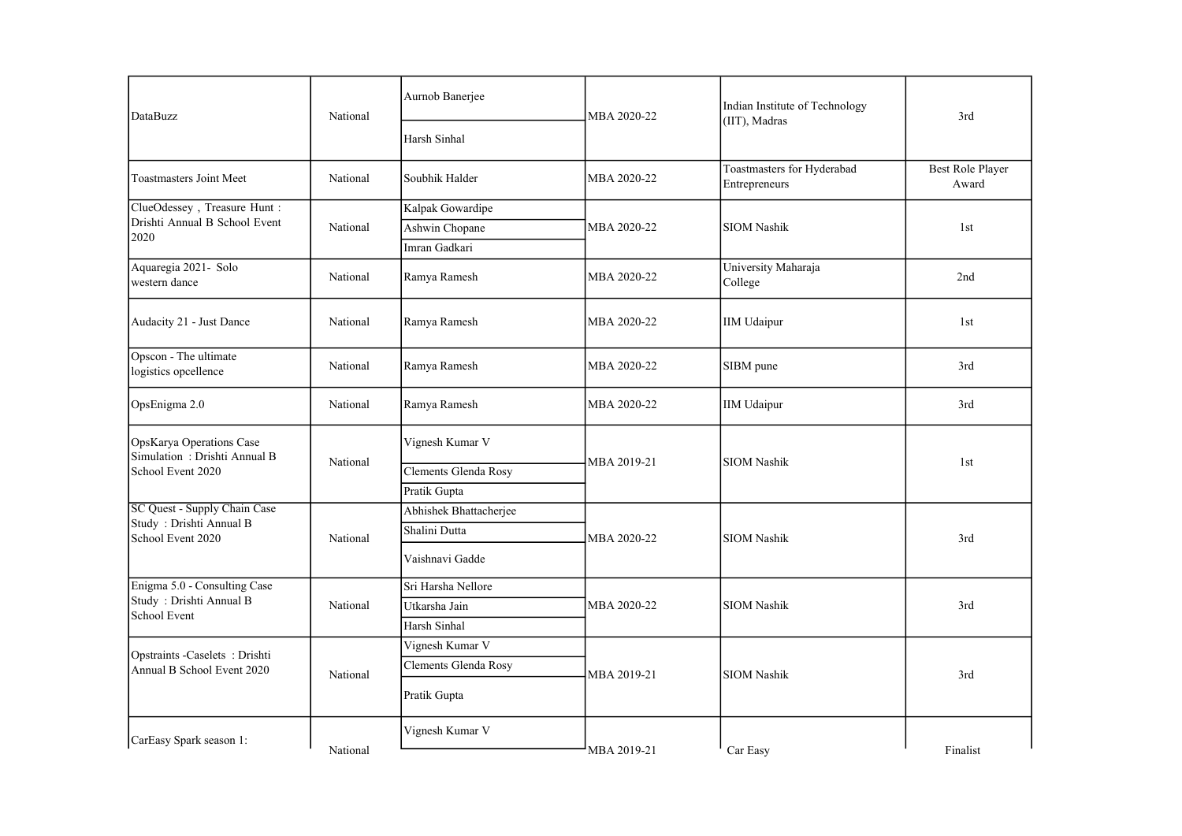| | | | | | |
|---|---|---|---|---|---|
| DataBuzz | National | Aurnob Banerjee<br>Harsh Sinhal | MBA 2020-22 | Indian Institute of Technology (IIT), Madras | 3rd |
| Toastmasters Joint Meet | National | Soubhik Halder | MBA 2020-22 | Toastmasters for Hyderabad Entrepreneurs | Best Role Player Award |
| ClueOdessey , Treasure Hunt : Drishti Annual B School Event 2020 | National | Kalpak Gowardipe<br>Ashwin Chopane<br>Imran Gadkari | MBA 2020-22 | SIOM Nashik | 1st |
| Aquaregia 2021- Solo western dance | National | Ramya Ramesh | MBA 2020-22 | University Maharaja College | 2nd |
| Audacity 21 - Just Dance | National | Ramya Ramesh | MBA 2020-22 | IIM Udaipur | 1st |
| Opscon - The ultimate logistics opcellence | National | Ramya Ramesh | MBA 2020-22 | SIBM pune | 3rd |
| OpsEnigma 2.0 | National | Ramya Ramesh | MBA 2020-22 | IIM Udaipur | 3rd |
| OpsKarya Operations Case Simulation : Drishti Annual B School Event 2020 | National | Vignesh Kumar V<br>Clements Glenda Rosy<br>Pratik Gupta | MBA 2019-21 | SIOM Nashik | 1st |
| SC Quest - Supply Chain Case Study : Drishti Annual B School Event 2020 | National | Abhishek Bhattacherjee<br>Shalini Dutta<br>Vaishnavi Gadde | MBA 2020-22 | SIOM Nashik | 3rd |
| Enigma 5.0 - Consulting Case Study : Drishti Annual B School Event | National | Sri Harsha Nellore<br>Utkarsha Jain<br>Harsh Sinhal | MBA 2020-22 | SIOM Nashik | 3rd |
| Opstraints -Caselets : Drishti Annual B School Event 2020 | National | Vignesh Kumar V<br>Clements Glenda Rosy<br>Pratik Gupta | MBA 2019-21 | SIOM Nashik | 3rd |
| CarEasy Spark season 1: | National | Vignesh Kumar V | MBA 2019-21 | Car Easy | Finalist |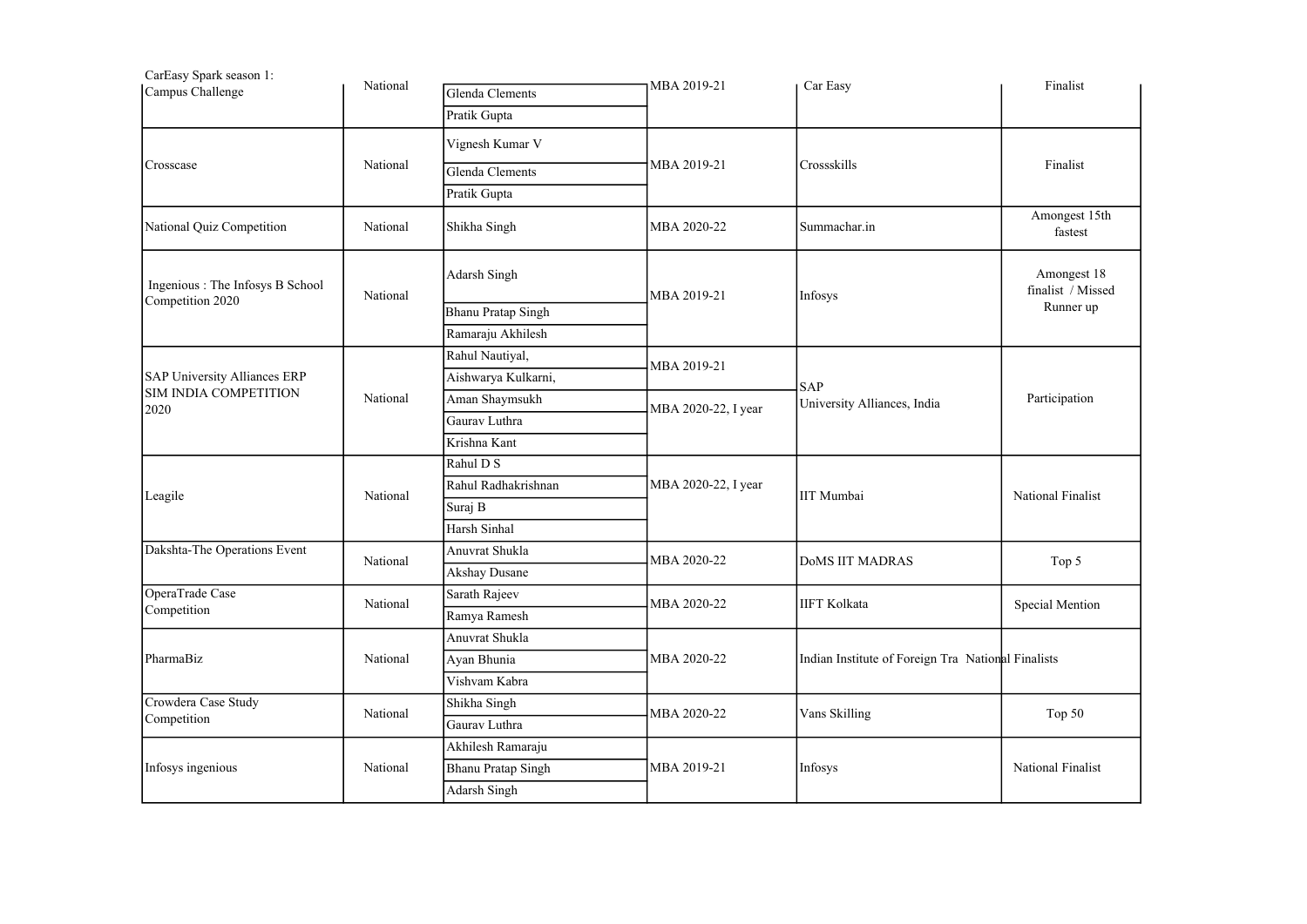| CarEasy Spark season 1: Campus Challenge | National | Glenda Clements<br>Pratik Gupta | MBA 2019-21 | Car Easy | Finalist |
|---|---|---|---|---|---|
| Crosscase | National | Vignesh Kumar V<br>Glenda Clements<br>Pratik Gupta | MBA 2019-21 | Crossskills | Finalist |
| National Quiz Competition | National | Shikha Singh | MBA 2020-22 | Summachar.in | Amongest 15th fastest |
| Ingenious : The Infosys B School Competition 2020 | National | Adarsh Singh<br>Bhanu Pratap Singh<br>Ramaraju Akhilesh | MBA 2019-21 | Infosys | Amongest 18 finalist / Missed Runner up |
| SAP University Alliances ERP SIM INDIA COMPETITION 2020 | National | Rahul Nautiyal,<br>Aishwarya Kulkarni,<br>Aman Shaymsukh<br>Gaurav Luthra<br>Krishna Kant | MBA 2019-21<br>MBA 2020-22, I year | SAP University Alliances, India | Participation |
| Leagile | National | Rahul D S<br>Rahul Radhakrishnan<br>Suraj B<br>Harsh Sinhal | MBA 2020-22, I year | IIT Mumbai | National Finalist |
| Dakshta-The Operations Event | National | Anuvrat Shukla<br>Akshay Dusane | MBA 2020-22 | DoMS IIT MADRAS | Top 5 |
| OperaTrade Case Competition | National | Sarath Rajeev<br>Ramya Ramesh | MBA 2020-22 | IIFT Kolkata | Special Mention |
| PharmaBiz | National | Anuvrat Shukla<br>Ayan Bhunia<br>Vishvam Kabra | MBA 2020-22 | Indian Institute of Foreign Tra | National Finalists |
| Crowdera Case Study Competition | National | Shikha Singh<br>Gaurav Luthra | MBA 2020-22 | Vans Skilling | Top 50 |
| Infosys ingenious | National | Akhilesh Ramaraju<br>Bhanu Pratap Singh<br>Adarsh Singh | MBA 2019-21 | Infosys | National Finalist |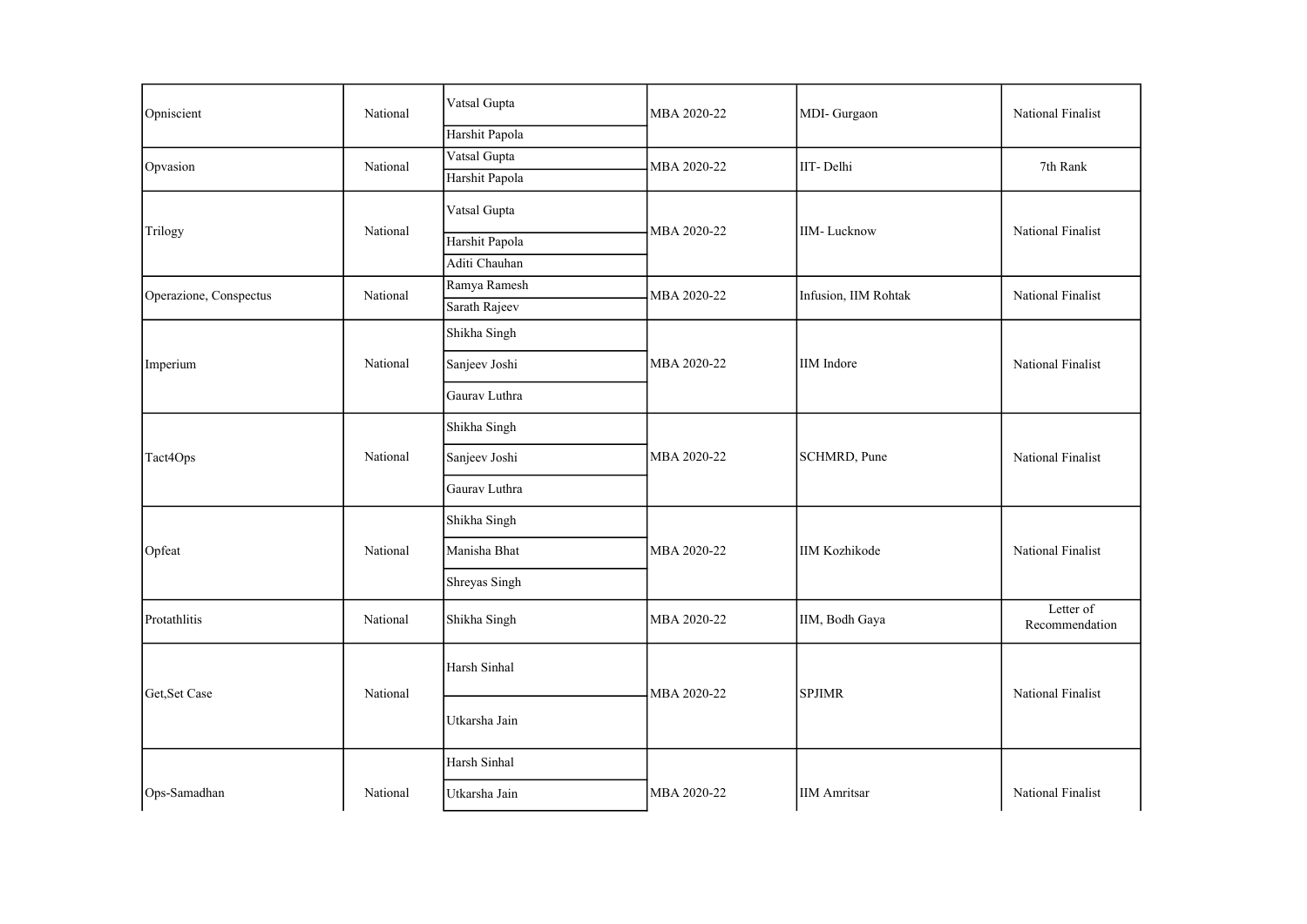| | | | | | |
|---|---|---|---|---|---|
| Opniscient | National | Vatsal Gupta<br>Harshit Papola | MBA 2020-22 | MDI- Gurgaon | National Finalist |
| Opvasion | National | Vatsal Gupta<br>Harshit Papola | MBA 2020-22 | IIT- Delhi | 7th Rank |
| Trilogy | National | Vatsal Gupta<br>Harshit Papola<br>Aditi Chauhan | MBA 2020-22 | IIM- Lucknow | National Finalist |
| Operazione, Conspectus | National | Ramya Ramesh<br>Sarath Rajeev | MBA 2020-22 | Infusion, IIM Rohtak | National Finalist |
| Imperium | National | Shikha Singh<br>Sanjeev Joshi<br>Gaurav Luthra | MBA 2020-22 | IIM Indore | National Finalist |
| Tact4Ops | National | Shikha Singh<br>Sanjeev Joshi<br>Gaurav Luthra | MBA 2020-22 | SCHMRD, Pune | National Finalist |
| Opfeat | National | Shikha Singh<br>Manisha Bhat<br>Shreyas Singh | MBA 2020-22 | IIM Kozhikode | National Finalist |
| Protathlitis | National | Shikha Singh | MBA 2020-22 | IIM, Bodh Gaya | Letter of Recommendation |
| Get,Set Case | National | Harsh Sinhal<br>Utkarsha Jain | MBA 2020-22 | SPJIMR | National Finalist |
| Ops-Samadhan | National | Harsh Sinhal<br>Utkarsha Jain | MBA 2020-22 | IIM Amritsar | National Finalist |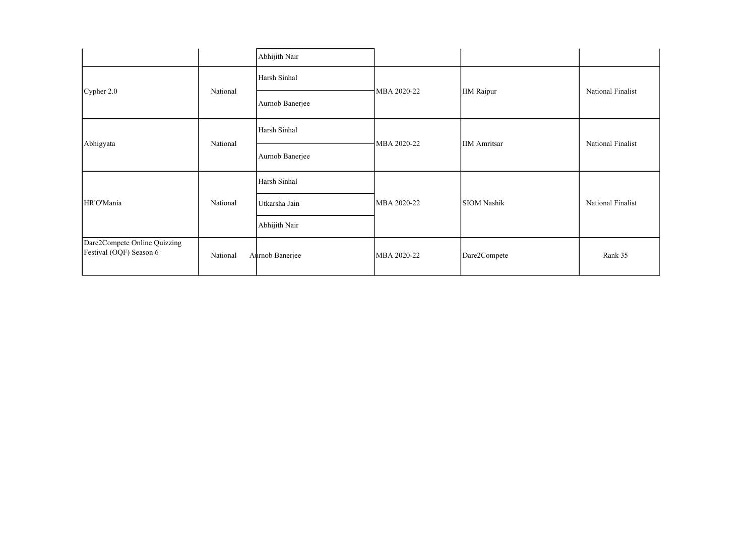| | | | | | |
|---|---|---|---|---|---|
| | | Abhijith Nair | | | |
| Cypher 2.0 | National | Harsh Sinhal | MBA 2020-22 | IIM Raipur | National Finalist |
| | | Aurnob Banerjee | | | |
| Abhigyata | National | Harsh Sinhal | MBA 2020-22 | IIM Amritsar | National Finalist |
| | | Aurnob Banerjee | | | |
| HR'O'Mania | National | Harsh Sinhal | MBA 2020-22 | SIOM Nashik | National Finalist |
| | | Utkarsha Jain | | | |
| | | Abhijith Nair | | | |
| Dare2Compete Online Quizzing Festival (OQF) Season 6 | National | Aurnob Banerjee | MBA 2020-22 | Dare2Compete | Rank 35 |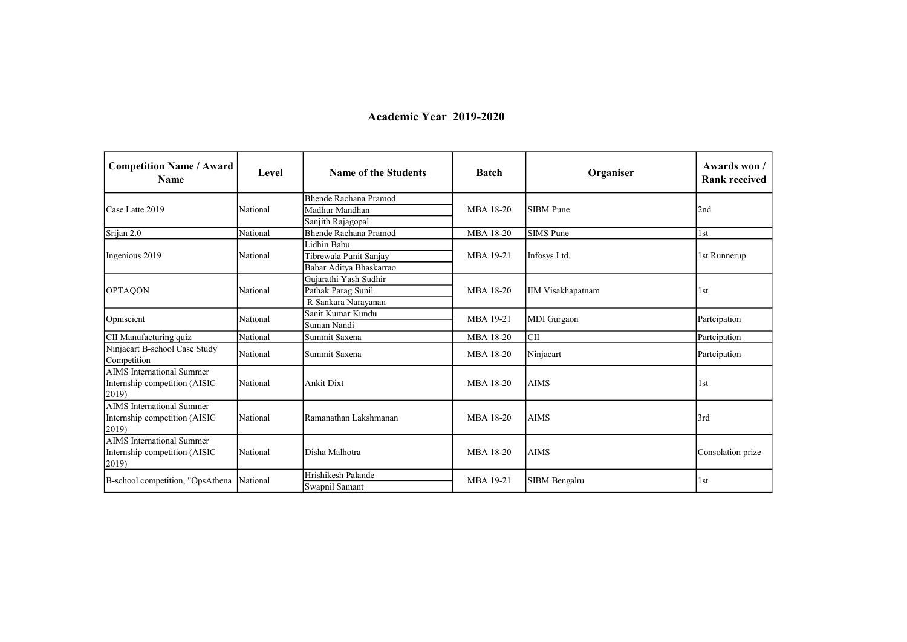## Academic Year 2019-2020

| Competition Name / Award Name | Level | Name of the Students | Batch | Organiser | Awards won / Rank received |
|---|---|---|---|---|---|
| Case Latte 2019 | National | Bhende Rachana Pramod<br>Madhur Mandhan<br>Sanjith Rajagopal | MBA 18-20 | SIBM Pune | 2nd |
| Srijan 2.0 | National | Bhende Rachana Pramod | MBA 18-20 | SIMS Pune | 1st |
| Ingenious 2019 | National | Lidhin Babu<br>Tibrewala Punit Sanjay<br>Babar Aditya Bhaskarrao | MBA 19-21 | Infosys Ltd. | 1st Runnerup |
| OPTAQON | National | Gujarathi Yash Sudhir<br>Pathak Parag Sunil<br>R Sankara Narayanan | MBA 18-20 | IIM Visakhapatnam | 1st |
| Opniscient | National | Sanit Kumar Kundu<br>Suman Nandi | MBA 19-21 | MDI Gurgaon | Partcipation |
| CII Manufacturing quiz | National | Summit Saxena | MBA 18-20 | CII | Partcipation |
| Ninjacart B-school Case Study Competition | National | Summit Saxena | MBA 18-20 | Ninjacart | Partcipation |
| AIMS International Summer Internship competition (AISIC 2019) | National | Ankit Dixt | MBA 18-20 | AIMS | 1st |
| AIMS International Summer Internship competition (AISIC 2019) | National | Ramanathan Lakshmanan | MBA 18-20 | AIMS | 3rd |
| AIMS International Summer Internship competition (AISIC 2019) | National | Disha Malhotra | MBA 18-20 | AIMS | Consolation prize |
| B-school competition, "OpsAthena | National | Hrishikesh Palande<br>Swapnil Samant | MBA 19-21 | SIBM Bengalru | 1st |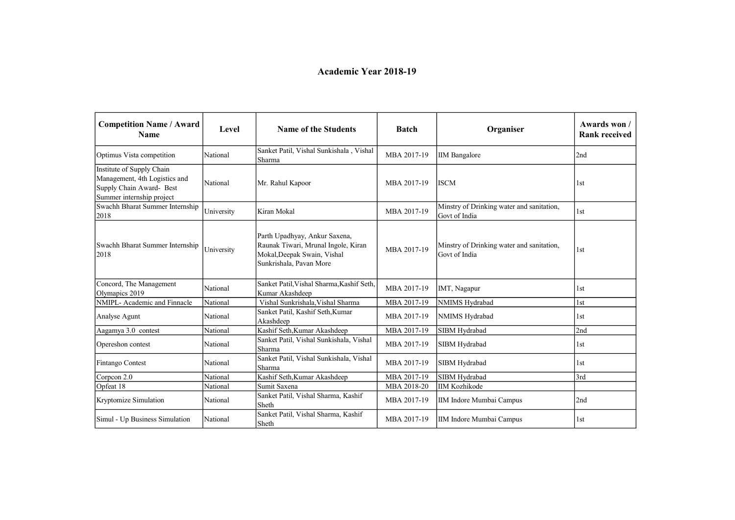## Academic Year 2018-19

| Competition Name / Award Name | Level | Name of the Students | Batch | Organiser | Awards won / Rank received |
|---|---|---|---|---|---|
| Optimus Vista competition | National | Sanket Patil, Vishal Sunkishala , Vishal Sharma | MBA 2017-19 | IIM Bangalore | 2nd |
| Institute of Supply Chain Management, 4th Logistics and Supply Chain Award- Best Summer internship project | National | Mr. Rahul Kapoor | MBA 2017-19 | ISCM | 1st |
| Swachh Bharat Summer Internship 2018 | University | Kiran Mokal | MBA 2017-19 | Minstry of Drinking water and sanitation, Govt of India | 1st |
| Swachh Bharat Summer Internship 2018 | University | Parth Upadhyay, Ankur Saxena, Raunak Tiwari, Mrunal Ingole, Kiran Mokal,Deepak Swain, Vishal Sunkrishala, Pavan More | MBA 2017-19 | Minstry of Drinking water and sanitation, Govt of India | 1st |
| Concord, The Management Olymapics 2019 | National | Sanket Patil,Vishal Sharma,Kashif Seth, Kumar Akashdeep | MBA 2017-19 | IMT, Nagapur | 1st |
| NMIPL- Academic and Finnacle | National | Vishal Sunkrishala,Vishal Sharma | MBA 2017-19 | NMIMS Hydrabad | 1st |
| Analyse Agunt | National | Sanket Patil, Kashif Seth,Kumar Akashdeep | MBA 2017-19 | NMIMS Hydrabad | 1st |
| Aagamya 3.0 contest | National | Kashif Seth,Kumar Akashdeep | MBA 2017-19 | SIBM Hydrabad | 2nd |
| Opereshon contest | National | Sanket Patil, Vishal Sunkishala, Vishal Sharma | MBA 2017-19 | SIBM Hydrabad | 1st |
| Fintango Contest | National | Sanket Patil, Vishal Sunkishala, Vishal Sharma | MBA 2017-19 | SIBM Hydrabad | 1st |
| Corpcon 2.0 | National | Kashif Seth,Kumar Akashdeep | MBA 2017-19 | SIBM Hydrabad | 3rd |
| Opfeat 18 | National | Sumit Saxena | MBA 2018-20 | IIM Kozhikode | |
| Kryptomize Simulation | National | Sanket Patil, Vishal Sharma, Kashif Sheth | MBA 2017-19 | IIM Indore Mumbai Campus | 2nd |
| Simul - Up Business Simulation | National | Sanket Patil, Vishal Sharma, Kashif Sheth | MBA 2017-19 | IIM Indore Mumbai Campus | 1st |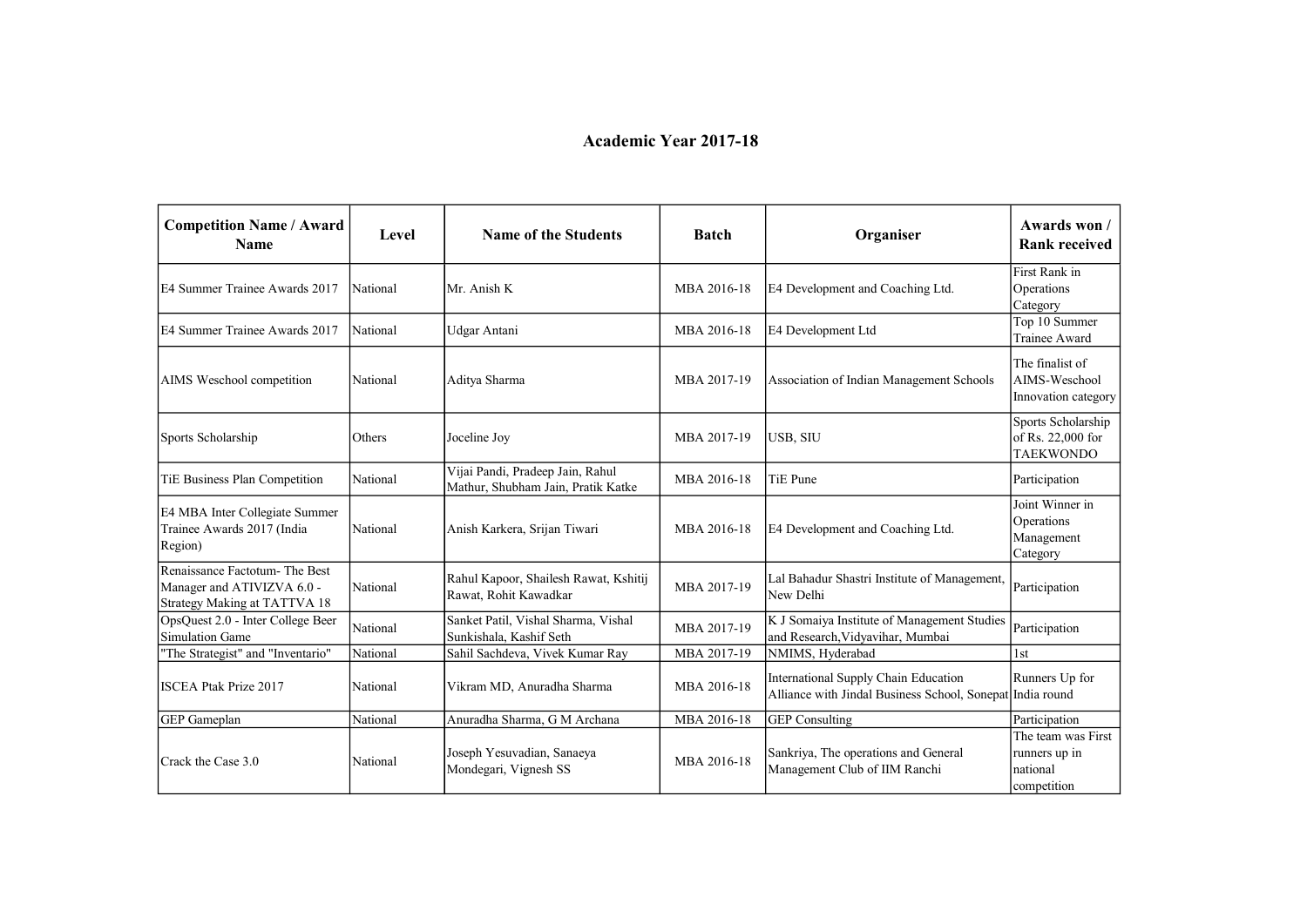## Academic Year 2017-18

| Competition Name / Award Name | Level | Name of the Students | Batch | Organiser | Awards won / Rank received |
|---|---|---|---|---|---|
| E4 Summer Trainee Awards 2017 | National | Mr. Anish K | MBA 2016-18 | E4 Development and Coaching Ltd. | First Rank in Operations Category |
| E4 Summer Trainee Awards 2017 | National | Udgar Antani | MBA 2016-18 | E4 Development Ltd | Top 10 Summer Trainee Award |
| AIMS Weschool competition | National | Aditya Sharma | MBA 2017-19 | Association of Indian Management Schools | The finalist of AIMS-Weschool Innovation category |
| Sports Scholarship | Others | Joceline Joy | MBA 2017-19 | USB, SIU | Sports Scholarship of Rs. 22,000 for TAEKWONDO |
| TiE Business Plan Competition | National | Vijai Pandi, Pradeep Jain, Rahul Mathur, Shubham Jain, Pratik Katke | MBA 2016-18 | TiE Pune | Participation |
| E4 MBA Inter Collegiate Summer Trainee Awards 2017 (India Region) | National | Anish Karkera, Srijan Tiwari | MBA 2016-18 | E4 Development and Coaching Ltd. | Joint Winner in Operations Management Category |
| Renaissance Factotum- The Best Manager and ATIVIZVA 6.0 - Strategy Making at TATTVA 18 | National | Rahul Kapoor, Shailesh Rawat, Kshitij Rawat, Rohit Kawadkar | MBA 2017-19 | Lal Bahadur Shastri Institute of Management, New Delhi | Participation |
| OpsQuest 2.0 - Inter College Beer Simulation Game | National | Sanket Patil, Vishal Sharma, Vishal Sunkishala, Kashif Seth | MBA 2017-19 | K J Somaiya Institute of Management Studies and Research,Vidyavihar, Mumbai | Participation |
| "The Strategist" and "Inventario" | National | Sahil Sachdeva, Vivek Kumar Ray | MBA 2017-19 | NMIMS, Hyderabad | 1st |
| ISCEA Ptak Prize 2017 | National | Vikram MD, Anuradha Sharma | MBA 2016-18 | International Supply Chain Education Alliance with Jindal Business School, Sonepat | Runners Up for India round |
| GEP Gameplan | National | Anuradha Sharma, G M Archana | MBA 2016-18 | GEP Consulting | Participation |
| Crack the Case 3.0 | National | Joseph Yesuvadian, Sanaeya Mondegari, Vignesh SS | MBA 2016-18 | Sankriya, The operations and General Management Club of IIM Ranchi | The team was First runners up in national competition |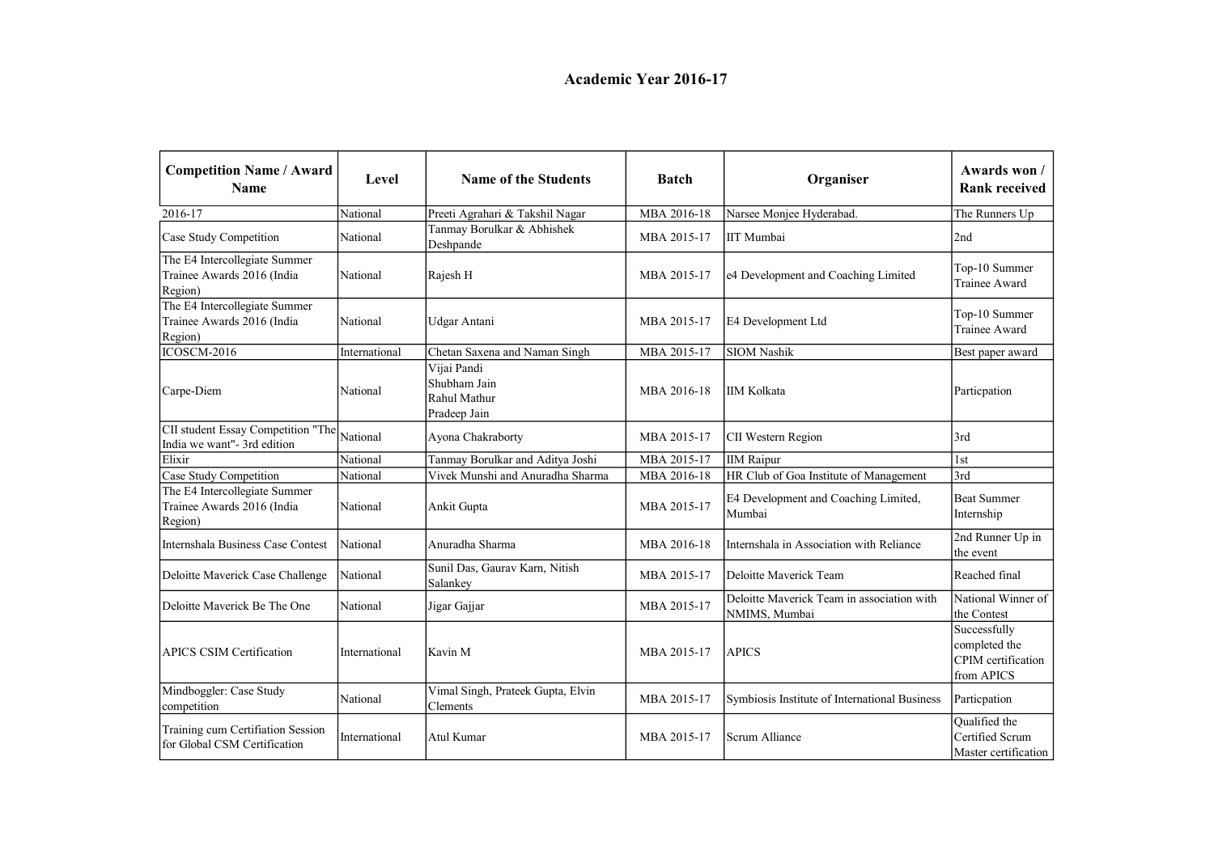# Academic Year 2016-17

| Competition Name / Award Name | Level | Name of the Students | Batch | Organiser | Awards won / Rank received |
|---|---|---|---|---|---|
| 2016-17 | National | Preeti Agrahari & Takshil Nagar | MBA 2016-18 | Narsee Monjee Hyderabad. | The Runners Up |
| Case Study Competition | National | Tanmay Borulkar & Abhishek Deshpande | MBA 2015-17 | IIT Mumbai | 2nd |
| The E4 Intercollegiate Summer Trainee Awards 2016 (India Region) | National | Rajesh H | MBA 2015-17 | e4 Development and Coaching Limited | Top-10 Summer Trainee Award |
| The E4 Intercollegiate Summer Trainee Awards 2016 (India Region) | National | Udgar Antani | MBA 2015-17 | E4 Development Ltd | Top-10 Summer Trainee Award |
| ICOSCM-2016 | International | Chetan Saxena and Naman Singh | MBA 2015-17 | SIOM Nashik | Best paper award |
| Carpe-Diem | National | Vijai Pandi<br>Shubham Jain<br>Rahul Mathur<br>Pradeep Jain | MBA 2016-18 | IIM Kolkata | Particpation |
| CII student Essay Competition "The India we want"- 3rd edition | National | Ayona Chakraborty | MBA 2015-17 | CII Western Region | 3rd |
| Elixir | National | Tanmay Borulkar and Aditya Joshi | MBA 2015-17 | IIM Raipur | 1st |
| Case Study Competition | National | Vivek Munshi and Anuradha Sharma | MBA 2016-18 | HR Club of Goa Institute of Management | 3rd |
| The E4 Intercollegiate Summer Trainee Awards 2016 (India Region) | National | Ankit Gupta | MBA 2015-17 | E4 Development and Coaching Limited, Mumbai | Beat Summer Internship |
| Internshala Business Case Contest | National | Anuradha Sharma | MBA 2016-18 | Internshala in Association with Reliance | 2nd Runner Up in the event |
| Deloitte Maverick Case Challenge | National | Sunil Das, Gaurav Karn, Nitish Salankey | MBA 2015-17 | Deloitte Maverick Team | Reached final |
| Deloitte Maverick Be The One | National | Jigar Gajjar | MBA 2015-17 | Deloitte Maverick Team in association with NMIMS, Mumbai | National Winner of the Contest |
| APICS CSIM Certification | International | Kavin M | MBA 2015-17 | APICS | Successfully completed the CPIM certification from APICS |
| Mindboggler: Case Study competition | National | Vimal Singh, Prateek Gupta, Elvin Clements | MBA 2015-17 | Symbiosis Institute of International Business | Particpation |
| Training cum Certifiation Session for Global CSM Certification | International | Atul Kumar | MBA 2015-17 | Scrum Alliance | Qualified the Certified Scrum Master certification |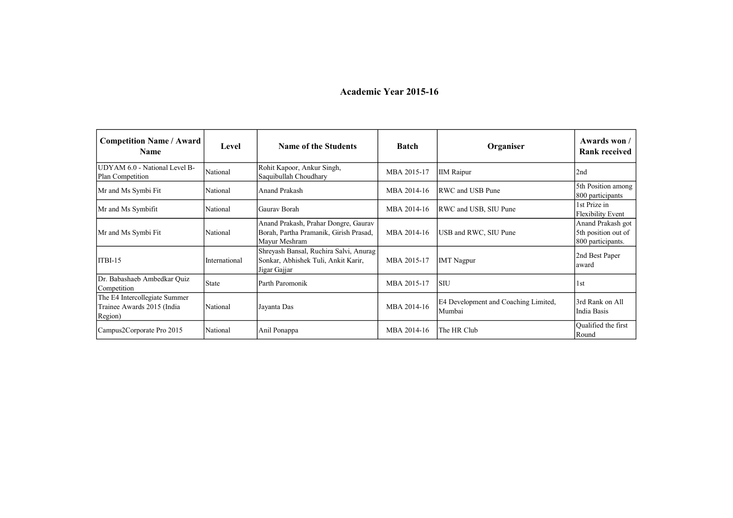## Academic Year 2015-16

| Competition Name / Award Name | Level | Name of the Students | Batch | Organiser | Awards won / Rank received |
|---|---|---|---|---|---|
| UDYAM 6.0 - National Level B-Plan Competition | National | Rohit Kapoor, Ankur Singh, Saquibullah Choudhary | MBA 2015-17 | IIM Raipur | 2nd |
| Mr and Ms Symbi Fit | National | Anand Prakash | MBA 2014-16 | RWC and USB Pune | 5th Position among 800 participants |
| Mr and Ms Symbifit | National | Gaurav Borah | MBA 2014-16 | RWC and USB, SIU Pune | 1st Prize in Flexibility Event |
| Mr and Ms Symbi Fit | National | Anand Prakash, Prahar Dongre, Gaurav Borah, Partha Pramanik, Girish Prasad, Mayur Meshram | MBA 2014-16 | USB and RWC, SIU Pune | Anand Prakash got 5th position out of 800 participants. |
| ITBI-15 | International | Shreyash Bansal, Ruchira Salvi, Anurag Sonkar, Abhishek Tuli, Ankit Karir, Jigar Gajjar | MBA 2015-17 | IMT Nagpur | 2nd Best Paper award |
| Dr. Babashaeb Ambedkar Quiz Competition | State | Parth Paromonik | MBA 2015-17 | SIU | 1st |
| The E4 Intercollegiate Summer Trainee Awards 2015 (India Region) | National | Jayanta Das | MBA 2014-16 | E4 Development and Coaching Limited, Mumbai | 3rd Rank on All India Basis |
| Campus2Corporate Pro 2015 | National | Anil Ponappa | MBA 2014-16 | The HR Club | Qualified the first Round |